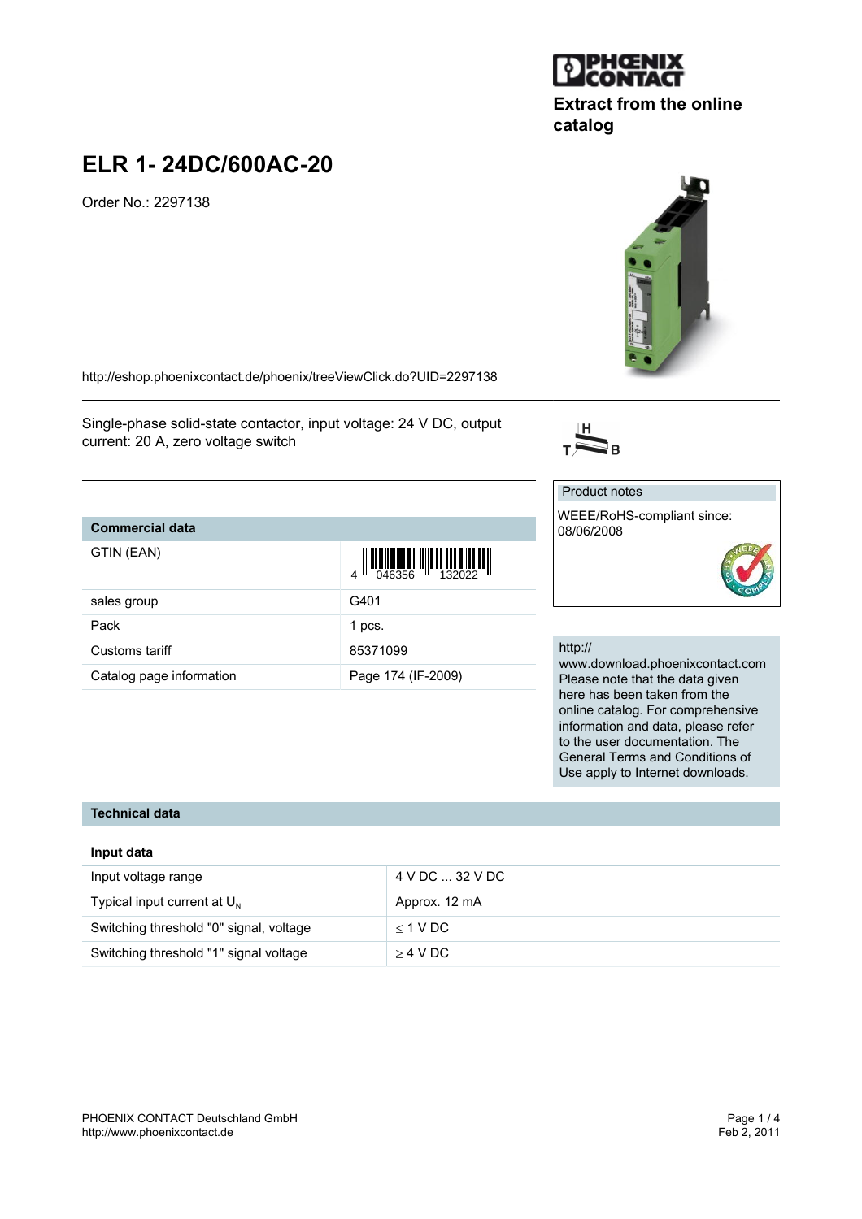PHOENIX CONTACT

Extract from the online catalog

# ELR 1- 24DC/600AC-20

Order No.: 2297138

http://eshop.phoenixcontact.de/phoenix/treeViewClick.do?UID=2297138

Single-phase solid-state contactor, input voltage: 24 V DC, output current: 20 A, zero voltage switch

| Commercial data | |
|---|---|
| GTIN (EAN) | 4 046356 132022 |
| sales group | G401 |
| Pack | 1 pcs. |
| Customs tariff | 85371099 |
| Catalog page information | Page 174 (IF-2009) |

Product notes

WEEE/RoHS-compliant since: 08/06/2008

http://www.download.phoenixcontact.com
Please note that the data given here has been taken from the online catalog. For comprehensive information and data, please refer to the user documentation. The General Terms and Conditions of Use apply to Internet downloads.

## Technical data

### Input data

| | |
|---|---|
| Input voltage range | 4 V DC ... 32 V DC |
| Typical input current at $U_N$ | Approx. 12 mA |
| Switching threshold "0" signal, voltage | ≤ 1 V DC |
| Switching threshold "1" signal voltage | ≥ 4 V DC |

PHOENIX CONTACT Deutschland GmbH
http://www.phoenixcontact.de

Feb 2, 2011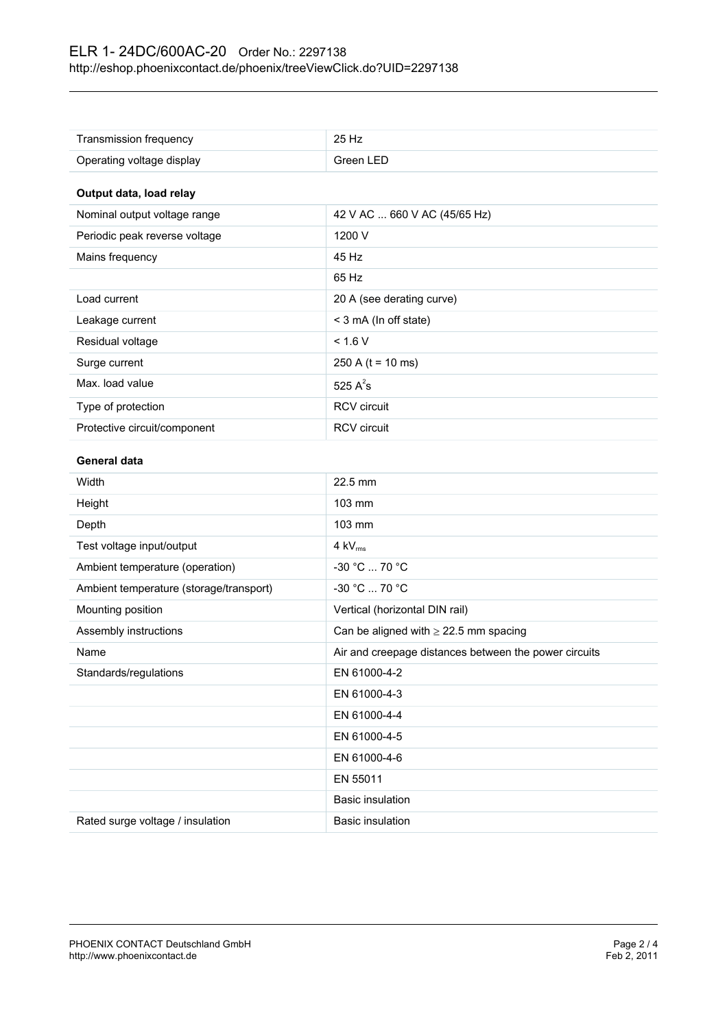| | |
|---|---|
| Transmission frequency | 25 Hz |
| Operating voltage display | Green LED |

**Output data, load relay**

| | |
|---|---|
| Nominal output voltage range | 42 V AC ... 660 V AC (45/65 Hz) |
| Periodic peak reverse voltage | 1200 V |
| Mains frequency | 45 Hz |
| | 65 Hz |
| Load current | 20 A (see derating curve) |
| Leakage current | < 3 mA (In off state) |
| Residual voltage | < 1.6 V |
| Surge current | 250 A (t = 10 ms) |
| Max. load value | 525 $A^2s$ |
| Type of protection | RCV circuit |
| Protective circuit/component | RCV circuit |

**General data**

| | |
|---|---|
| Width | 22.5 mm |
| Height | 103 mm |
| Depth | 103 mm |
| Test voltage input/output | 4 $kV_{rms}$ |
| Ambient temperature (operation) | -30 °C ... 70 °C |
| Ambient temperature (storage/transport) | -30 °C ... 70 °C |
| Mounting position | Vertical (horizontal DIN rail) |
| Assembly instructions | Can be aligned with ≥ 22.5 mm spacing |
| Name | Air and creepage distances between the power circuits |
| Standards/regulations | EN 61000-4-2 |
| | EN 61000-4-3 |
| | EN 61000-4-4 |
| | EN 61000-4-5 |
| | EN 61000-4-6 |
| | EN 55011 |
| | Basic insulation |
| Rated surge voltage / insulation | Basic insulation |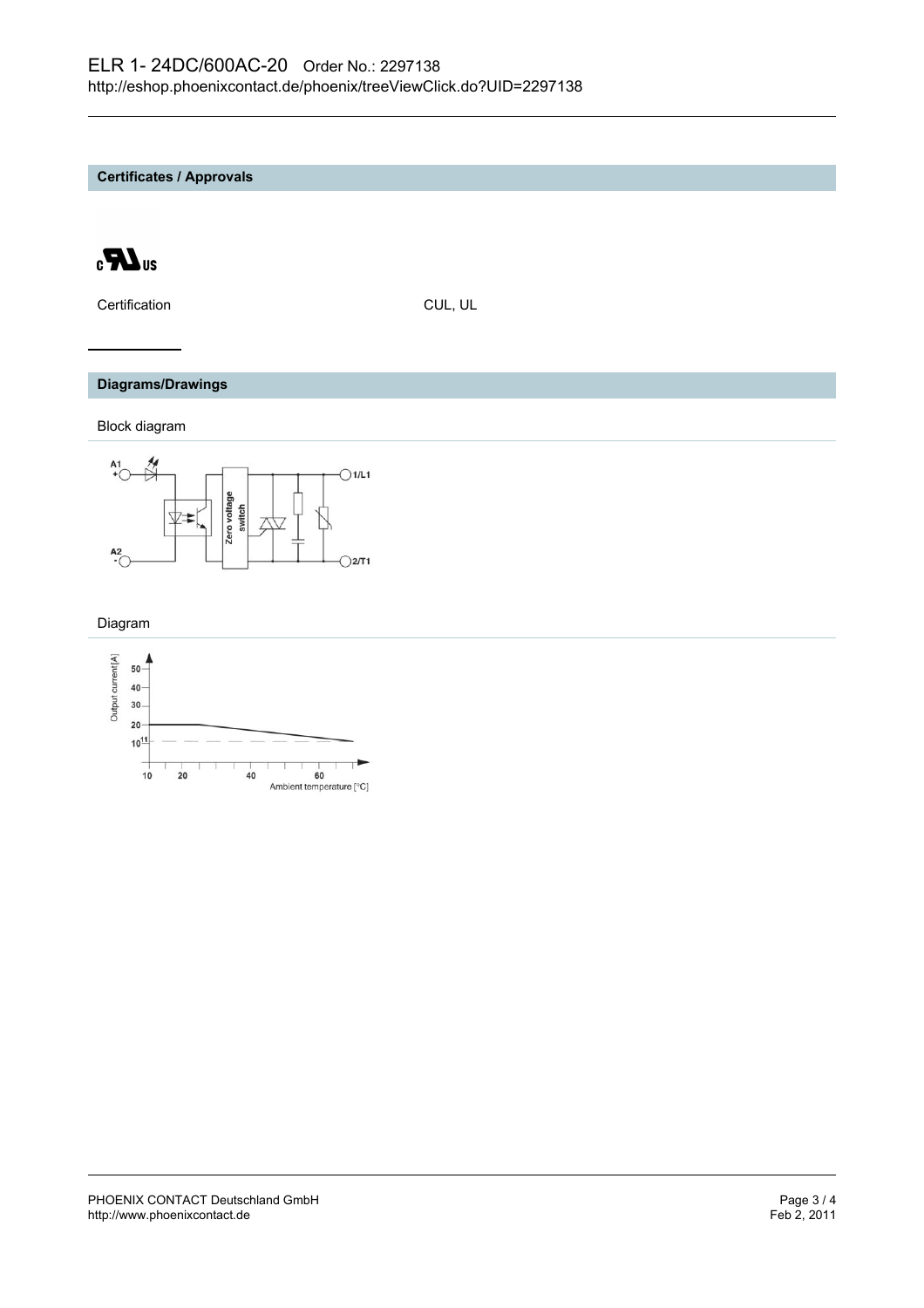## Certificates / Approvals

| Certification | CUL, UL |
| --- | --- |

## Diagrams/Drawings

Block diagram

Diagram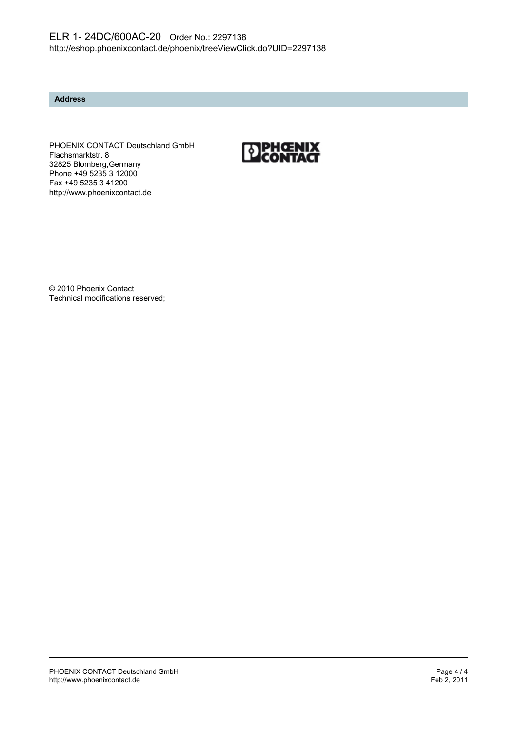## Address

PHOENIX CONTACT Deutschland GmbH
Flachsmarktstr. 8
32825 Blomberg,Germany
Phone +49 5235 3 12000
Fax +49 5235 3 41200
http://www.phoenixcontact.de

© 2010 Phoenix Contact
Technical modifications reserved;